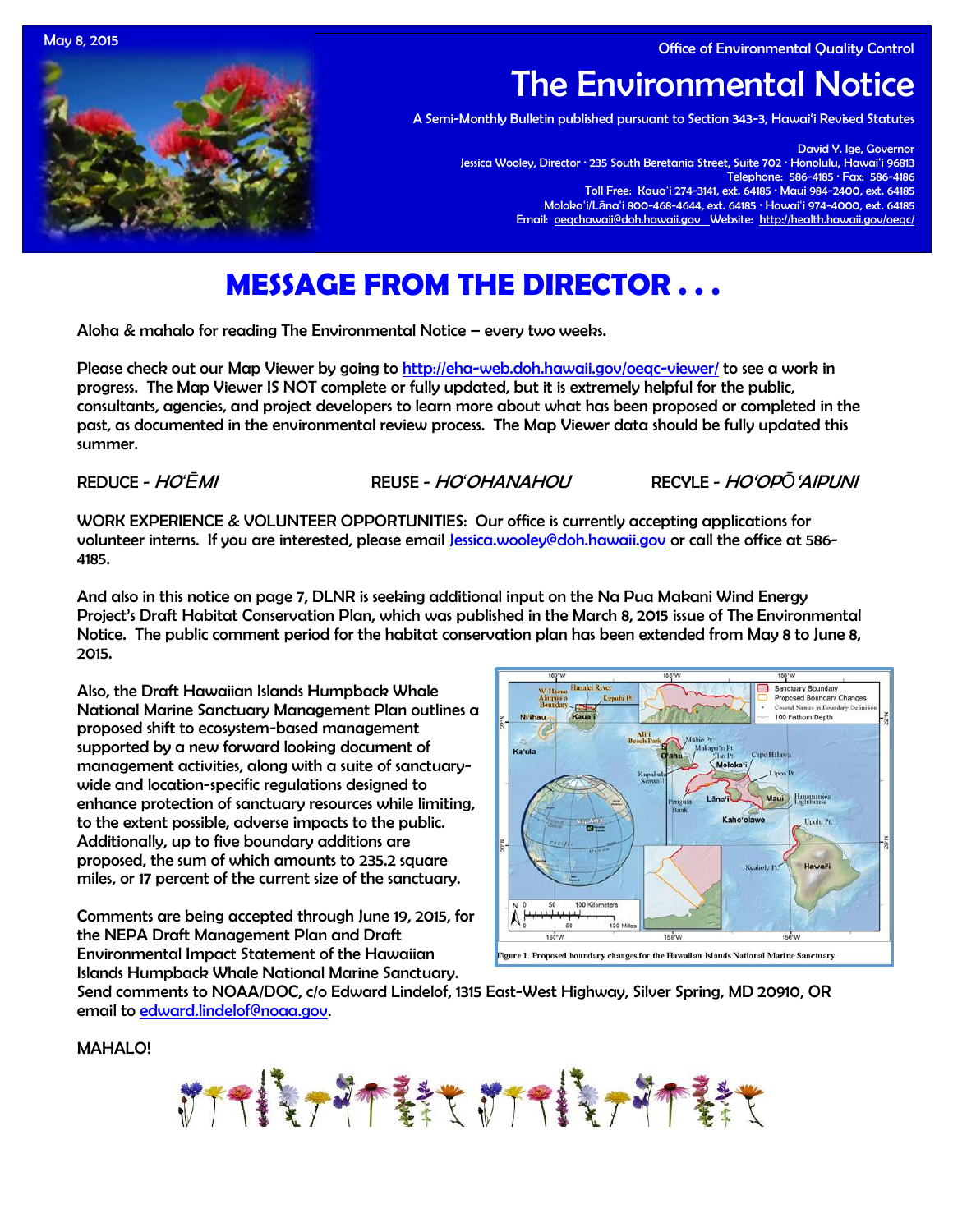May 8, 2015

Office of Environmental Quality Control

# The Environmental Notice

A Semi-Monthly Bulletin published pursuant to Section 343-3, Hawai'i Revised Statutes

David Y. Ige, Governor
Jessica Wooley, Director · 235 South Beretania Street, Suite 702 · Honolulu, Hawai'i 96813
Telephone: 586-4185 · Fax: 586-4186
Toll Free: Kaua'i 274-3141, ext. 64185 · Maui 984-2400, ext. 64185
Moloka'i/Lāna'i 800-468-4644, ext. 64185 · Hawai'i 974-4000, ext. 64185
Email: oeqchawaii@doh.hawaii.gov Website: http://health.hawaii.gov/oeqc/

## MESSAGE FROM THE DIRECTOR . . .

Aloha & mahalo for reading The Environmental Notice – every two weeks.

Please check out our Map Viewer by going to http://eha-web.doh.hawaii.gov/oeqc-viewer/ to see a work in progress. The Map Viewer IS NOT complete or fully updated, but it is extremely helpful for the public, consultants, agencies, and project developers to learn more about what has been proposed or completed in the past, as documented in the environmental review process. The Map Viewer data should be fully updated this summer.

REDUCE - *HO'ĒMI* REUSE - *HO'OHANAHOU* RECYLE - *HO'OPŌ'AIPUNI*

WORK EXPERIENCE & VOLUNTEER OPPORTUNITIES: Our office is currently accepting applications for volunteer interns. If you are interested, please email Jessica.wooley@doh.hawaii.gov or call the office at 586-4185.

And also in this notice on page 7, DLNR is seeking additional input on the Na Pua Makani Wind Energy Project's Draft Habitat Conservation Plan, which was published in the March 8, 2015 issue of The Environmental Notice. The public comment period for the habitat conservation plan has been extended from May 8 to June 8, 2015.

Also, the Draft Hawaiian Islands Humpback Whale National Marine Sanctuary Management Plan outlines a proposed shift to ecosystem-based management supported by a new forward looking document of management activities, along with a suite of sanctuary-wide and location-specific regulations designed to enhance protection of sanctuary resources while limiting, to the extent possible, adverse impacts to the public. Additionally, up to five boundary additions are proposed, the sum of which amounts to 235.2 square miles, or 17 percent of the current size of the sanctuary.

Figure 1. Proposed boundary changes for the Hawaiian Islands National Marine Sanctuary.

Comments are being accepted through June 19, 2015, for the NEPA Draft Management Plan and Draft Environmental Impact Statement of the Hawaiian Islands Humpback Whale National Marine Sanctuary. Send comments to NOAA/DOC, c/o Edward Lindelof, 1315 East-West Highway, Silver Spring, MD 20910, OR email to edward.lindelof@noaa.gov.

MAHALO!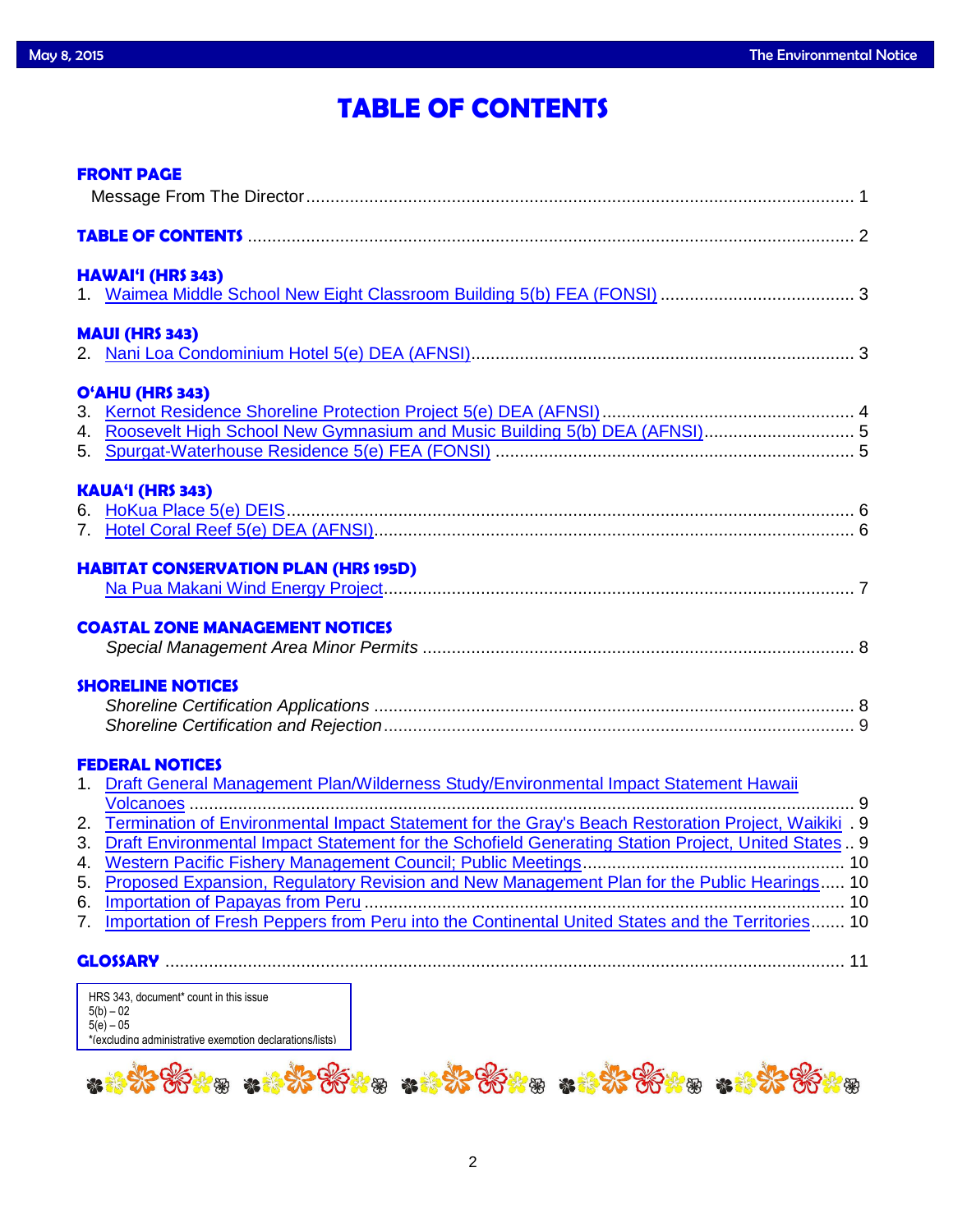# TABLE OF CONTENTS

## FRONT PAGE

Message From The Director ........ 1

## TABLE OF CONTENTS ........ 2

## HAWAI'I (HRS 343)

1. Waimea Middle School New Eight Classroom Building 5(b) FEA (FONSI) ........ 3

## MAUI (HRS 343)

2. Nani Loa Condominium Hotel 5(e) DEA (AFNSI) ........ 3

## O'AHU (HRS 343)

3. Kernot Residence Shoreline Protection Project 5(e) DEA (AFNSI) ........ 4
4. Roosevelt High School New Gymnasium and Music Building 5(b) DEA (AFNSI) ........ 5
5. Spurgat-Waterhouse Residence 5(e) FEA (FONSI) ........ 5

## KAUA'I (HRS 343)

6. HoKua Place 5(e) DEIS ........ 6
7. Hotel Coral Reef 5(e) DEA (AFNSI) ........ 6

## HABITAT CONSERVATION PLAN (HRS 195D)

Na Pua Makani Wind Energy Project ........ 7

## COASTAL ZONE MANAGEMENT NOTICES

*Special Management Area Minor Permits* ........ 8

## SHORELINE NOTICES

*Shoreline Certification Applications* ........ 8
*Shoreline Certification and Rejection* ........ 9

## FEDERAL NOTICES

1. Draft General Management Plan/Wilderness Study/Environmental Impact Statement Hawaii Volcanoes ........ 9
2. Termination of Environmental Impact Statement for the Gray's Beach Restoration Project, Waikiki . 9
3. Draft Environmental Impact Statement for the Schofield Generating Station Project, United States .. 9
4. Western Pacific Fishery Management Council; Public Meetings ........ 10
5. Proposed Expansion, Regulatory Revision and New Management Plan for the Public Hearings..... 10
6. Importation of Papayas from Peru ........ 10
7. Importation of Fresh Peppers from Peru into the Continental United States and the Territories....... 10

## GLOSSARY ........ 11

HRS 343, document* count in this issue
5(b) – 02
5(e) – 05
*(excluding administrative exemption declarations/lists)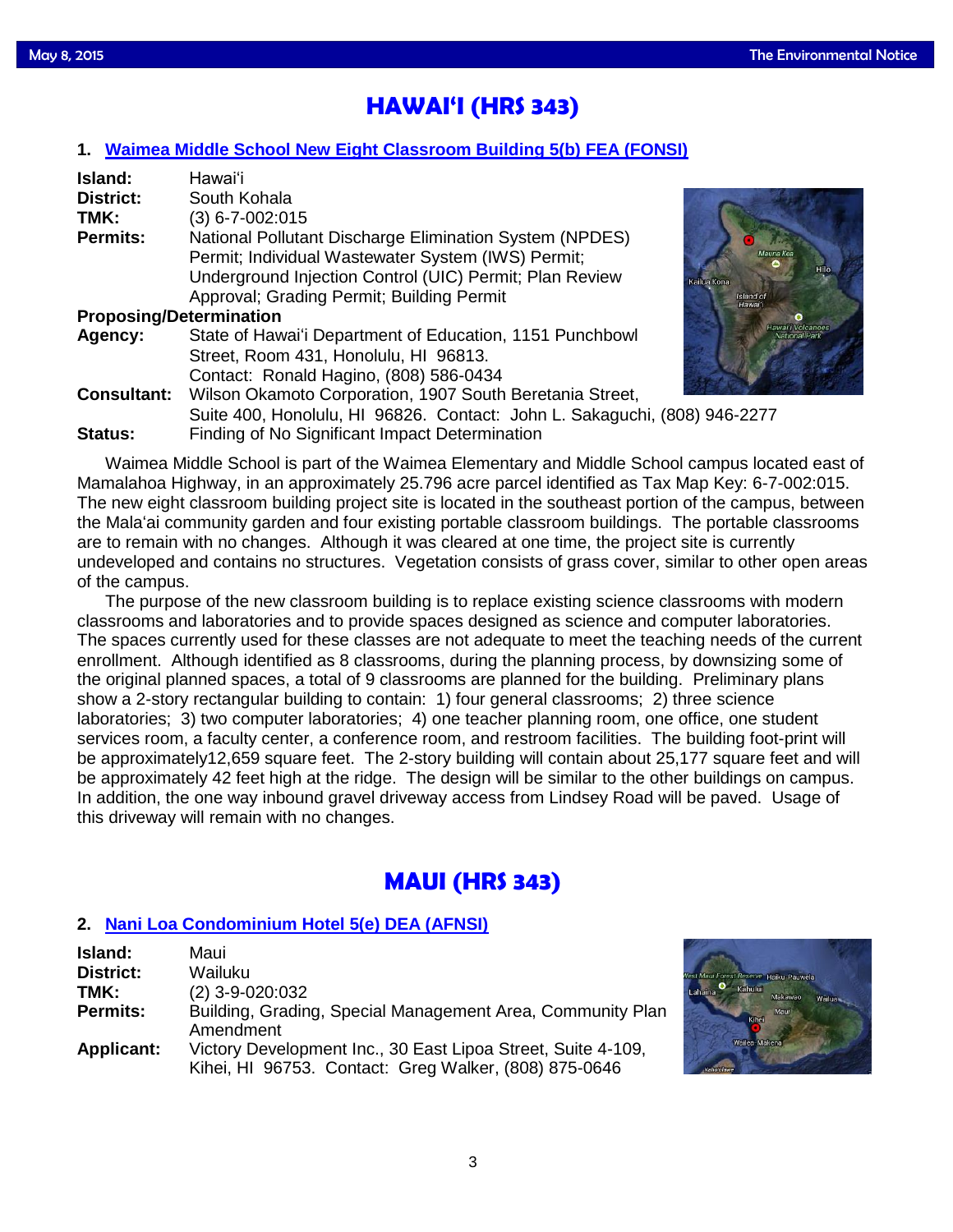# HAWAIʻI (HRS 343)

## 1. Waimea Middle School New Eight Classroom Building 5(b) FEA (FONSI)

**Island:** Hawaiʻi
**District:** South Kohala
**TMK:** (3) 6-7-002:015
**Permits:** National Pollutant Discharge Elimination System (NPDES) Permit; Individual Wastewater System (IWS) Permit; Underground Injection Control (UIC) Permit; Plan Review Approval; Grading Permit; Building Permit
**Proposing/Determination Agency:** State of Hawaiʻi Department of Education, 1151 Punchbowl Street, Room 431, Honolulu, HI 96813. Contact: Ronald Hagino, (808) 586-0434
**Consultant:** Wilson Okamoto Corporation, 1907 South Beretania Street, Suite 400, Honolulu, HI 96826. Contact: John L. Sakaguchi, (808) 946-2277
**Status:** Finding of No Significant Impact Determination

Waimea Middle School is part of the Waimea Elementary and Middle School campus located east of Mamalahoa Highway, in an approximately 25.796 acre parcel identified as Tax Map Key: 6-7-002:015. The new eight classroom building project site is located in the southeast portion of the campus, between the Malaʻai community garden and four existing portable classroom buildings. The portable classrooms are to remain with no changes. Although it was cleared at one time, the project site is currently undeveloped and contains no structures. Vegetation consists of grass cover, similar to other open areas of the campus.

The purpose of the new classroom building is to replace existing science classrooms with modern classrooms and laboratories and to provide spaces designed as science and computer laboratories. The spaces currently used for these classes are not adequate to meet the teaching needs of the current enrollment. Although identified as 8 classrooms, during the planning process, by downsizing some of the original planned spaces, a total of 9 classrooms are planned for the building. Preliminary plans show a 2-story rectangular building to contain: 1) four general classrooms; 2) three science laboratories; 3) two computer laboratories; 4) one teacher planning room, one office, one student services room, a faculty center, a conference room, and restroom facilities. The building foot-print will be approximately12,659 square feet. The 2-story building will contain about 25,177 square feet and will be approximately 42 feet high at the ridge. The design will be similar to the other buildings on campus. In addition, the one way inbound gravel driveway access from Lindsey Road will be paved. Usage of this driveway will remain with no changes.

# MAUI (HRS 343)

## 2. Nani Loa Condominium Hotel 5(e) DEA (AFNSI)

**Island:** Maui
**District:** Wailuku
**TMK:** (2) 3-9-020:032
**Permits:** Building, Grading, Special Management Area, Community Plan Amendment
**Applicant:** Victory Development Inc., 30 East Lipoa Street, Suite 4-109, Kihei, HI 96753. Contact: Greg Walker, (808) 875-0646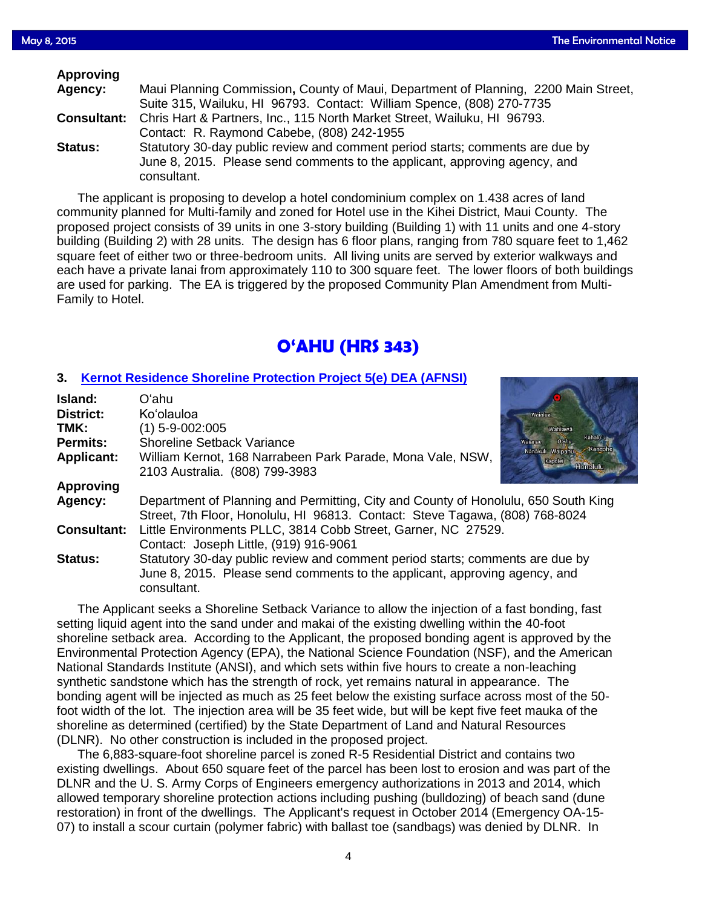**Approving Agency:** Maui Planning Commission**,** County of Maui, Department of Planning, 2200 Main Street, Suite 315, Wailuku, HI 96793. Contact: William Spence, (808) 270-7735

**Consultant:** Chris Hart & Partners, Inc., 115 North Market Street, Wailuku, HI 96793. Contact: R. Raymond Cabebe, (808) 242-1955

**Status:** Statutory 30-day public review and comment period starts; comments are due by June 8, 2015. Please send comments to the applicant, approving agency, and consultant.

The applicant is proposing to develop a hotel condominium complex on 1.438 acres of land community planned for Multi-family and zoned for Hotel use in the Kihei District, Maui County. The proposed project consists of 39 units in one 3-story building (Building 1) with 11 units and one 4-story building (Building 2) with 28 units. The design has 6 floor plans, ranging from 780 square feet to 1,462 square feet of either two or three-bedroom units. All living units are served by exterior walkways and each have a private lanai from approximately 110 to 300 square feet. The lower floors of both buildings are used for parking. The EA is triggered by the proposed Community Plan Amendment from Multi-Family to Hotel.

## O'AHU (HRS 343)

### 3. Kernot Residence Shoreline Protection Project 5(e) DEA (AFNSI)

**Island:** O'ahu

**District:** Ko'olauloa

**TMK:** (1) 5-9-002:005

**Permits:** Shoreline Setback Variance

**Applicant:** William Kernot, 168 Narrabeen Park Parade, Mona Vale, NSW, 2103 Australia. (808) 799-3983

**Approving Agency:** Department of Planning and Permitting, City and County of Honolulu, 650 South King Street, 7th Floor, Honolulu, HI 96813. Contact: Steve Tagawa, (808) 768-8024

**Consultant:** Little Environments PLLC, 3814 Cobb Street, Garner, NC 27529. Contact: Joseph Little, (919) 916-9061

**Status:** Statutory 30-day public review and comment period starts; comments are due by June 8, 2015. Please send comments to the applicant, approving agency, and consultant.

The Applicant seeks a Shoreline Setback Variance to allow the injection of a fast bonding, fast setting liquid agent into the sand under and makai of the existing dwelling within the 40-foot shoreline setback area. According to the Applicant, the proposed bonding agent is approved by the Environmental Protection Agency (EPA), the National Science Foundation (NSF), and the American National Standards Institute (ANSI), and which sets within five hours to create a non-leaching synthetic sandstone which has the strength of rock, yet remains natural in appearance. The bonding agent will be injected as much as 25 feet below the existing surface across most of the 50-foot width of the lot. The injection area will be 35 feet wide, but will be kept five feet mauka of the shoreline as determined (certified) by the State Department of Land and Natural Resources (DLNR). No other construction is included in the proposed project.

The 6,883-square-foot shoreline parcel is zoned R-5 Residential District and contains two existing dwellings. About 650 square feet of the parcel has been lost to erosion and was part of the DLNR and the U. S. Army Corps of Engineers emergency authorizations in 2013 and 2014, which allowed temporary shoreline protection actions including pushing (bulldozing) of beach sand (dune restoration) in front of the dwellings. The Applicant's request in October 2014 (Emergency OA-15-07) to install a scour curtain (polymer fabric) with ballast toe (sandbags) was denied by DLNR. In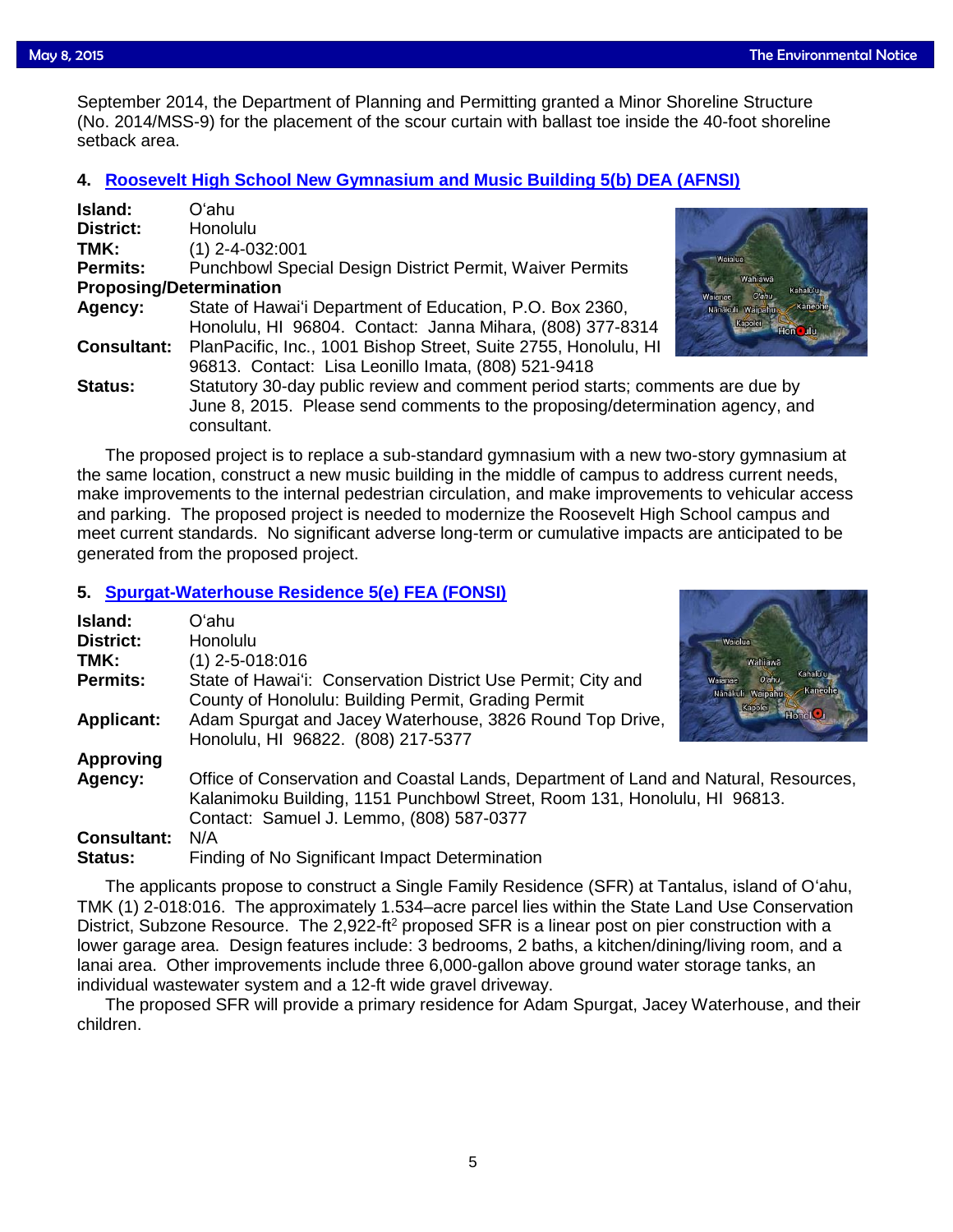September 2014, the Department of Planning and Permitting granted a Minor Shoreline Structure (No. 2014/MSS-9) for the placement of the scour curtain with ballast toe inside the 40-foot shoreline setback area.

### 4. Roosevelt High School New Gymnasium and Music Building 5(b) DEA (AFNSI)

**Island:** Oʻahu
**District:** Honolulu
**TMK:** (1) 2-4-032:001
**Permits:** Punchbowl Special Design District Permit, Waiver Permits
**Proposing/Determination Agency:** State of Hawaiʻi Department of Education, P.O. Box 2360, Honolulu, HI 96804. Contact: Janna Mihara, (808) 377-8314
**Consultant:** PlanPacific, Inc., 1001 Bishop Street, Suite 2755, Honolulu, HI 96813. Contact: Lisa Leonillo Imata, (808) 521-9418
**Status:** Statutory 30-day public review and comment period starts; comments are due by June 8, 2015. Please send comments to the proposing/determination agency, and consultant.

The proposed project is to replace a sub-standard gymnasium with a new two-story gymnasium at the same location, construct a new music building in the middle of campus to address current needs, make improvements to the internal pedestrian circulation, and make improvements to vehicular access and parking. The proposed project is needed to modernize the Roosevelt High School campus and meet current standards. No significant adverse long-term or cumulative impacts are anticipated to be generated from the proposed project.

### 5. Spurgat-Waterhouse Residence 5(e) FEA (FONSI)

**Island:** Oʻahu
**District:** Honolulu
**TMK:** (1) 2-5-018:016
**Permits:** State of Hawaiʻi: Conservation District Use Permit; City and County of Honolulu: Building Permit, Grading Permit
**Applicant:** Adam Spurgat and Jacey Waterhouse, 3826 Round Top Drive, Honolulu, HI 96822. (808) 217-5377
**Approving Agency:** Office of Conservation and Coastal Lands, Department of Land and Natural, Resources, Kalanimoku Building, 1151 Punchbowl Street, Room 131, Honolulu, HI 96813. Contact: Samuel J. Lemmo, (808) 587-0377
**Consultant:** N/A
**Status:** Finding of No Significant Impact Determination

The applicants propose to construct a Single Family Residence (SFR) at Tantalus, island of Oʻahu, TMK (1) 2-018:016. The approximately 1.534–acre parcel lies within the State Land Use Conservation District, Subzone Resource. The 2,922-$ft^2$ proposed SFR is a linear post on pier construction with a lower garage area. Design features include: 3 bedrooms, 2 baths, a kitchen/dining/living room, and a lanai area. Other improvements include three 6,000-gallon above ground water storage tanks, an individual wastewater system and a 12-ft wide gravel driveway.

The proposed SFR will provide a primary residence for Adam Spurgat, Jacey Waterhouse, and their children.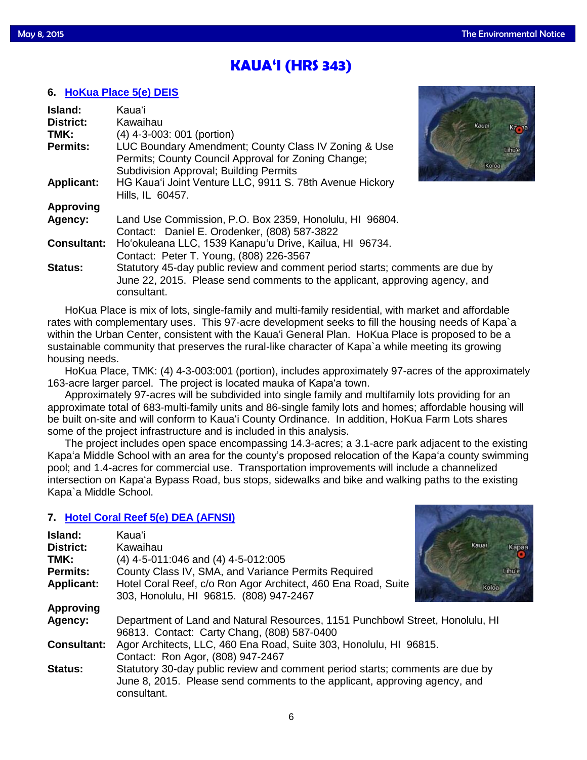# KAUA'I (HRS 343)

## 6. HoKua Place 5(e) DEIS

**Island:** Kaua'i
**District:** Kawaihau
**TMK:** (4) 4-3-003: 001 (portion)
**Permits:** LUC Boundary Amendment; County Class IV Zoning & Use Permits; County Council Approval for Zoning Change; Subdivision Approval; Building Permits
**Applicant:** HG Kaua'i Joint Venture LLC, 9911 S. 78th Avenue Hickory Hills, IL 60457.
**Approving Agency:** Land Use Commission, P.O. Box 2359, Honolulu, HI 96804. Contact: Daniel E. Orodenker, (808) 587-3822
**Consultant:** Ho'okuleana LLC, 1539 Kanapu'u Drive, Kailua, HI 96734. Contact: Peter T. Young, (808) 226-3567
**Status:** Statutory 45-day public review and comment period starts; comments are due by June 22, 2015. Please send comments to the applicant, approving agency, and consultant.

HoKua Place is mix of lots, single-family and multi-family residential, with market and affordable rates with complementary uses. This 97-acre development seeks to fill the housing needs of Kapa`a within the Urban Center, consistent with the Kaua'i General Plan. HoKua Place is proposed to be a sustainable community that preserves the rural-like character of Kapa`a while meeting its growing housing needs.

HoKua Place, TMK: (4) 4-3-003:001 (portion), includes approximately 97-acres of the approximately 163-acre larger parcel. The project is located mauka of Kapa'a town.

Approximately 97-acres will be subdivided into single family and multifamily lots providing for an approximate total of 683-multi-family units and 86-single family lots and homes; affordable housing will be built on-site and will conform to Kaua'i County Ordinance. In addition, HoKua Farm Lots shares some of the project infrastructure and is included in this analysis.

The project includes open space encompassing 14.3-acres; a 3.1-acre park adjacent to the existing Kapa'a Middle School with an area for the county's proposed relocation of the Kapa'a county swimming pool; and 1.4-acres for commercial use. Transportation improvements will include a channelized intersection on Kapa'a Bypass Road, bus stops, sidewalks and bike and walking paths to the existing Kapa`a Middle School.

## 7. Hotel Coral Reef 5(e) DEA (AFNSI)

**Island:** Kaua'i
**District:** Kawaihau
**TMK:** (4) 4-5-011:046 and (4) 4-5-012:005
**Permits:** County Class IV, SMA, and Variance Permits Required
**Applicant:** Hotel Coral Reef, c/o Ron Agor Architect, 460 Ena Road, Suite 303, Honolulu, HI 96815. (808) 947-2467
**Approving Agency:** Department of Land and Natural Resources, 1151 Punchbowl Street, Honolulu, HI 96813. Contact: Carty Chang, (808) 587-0400
**Consultant:** Agor Architects, LLC, 460 Ena Road, Suite 303, Honolulu, HI 96815. Contact: Ron Agor, (808) 947-2467
**Status:** Statutory 30-day public review and comment period starts; comments are due by June 8, 2015. Please send comments to the applicant, approving agency, and consultant.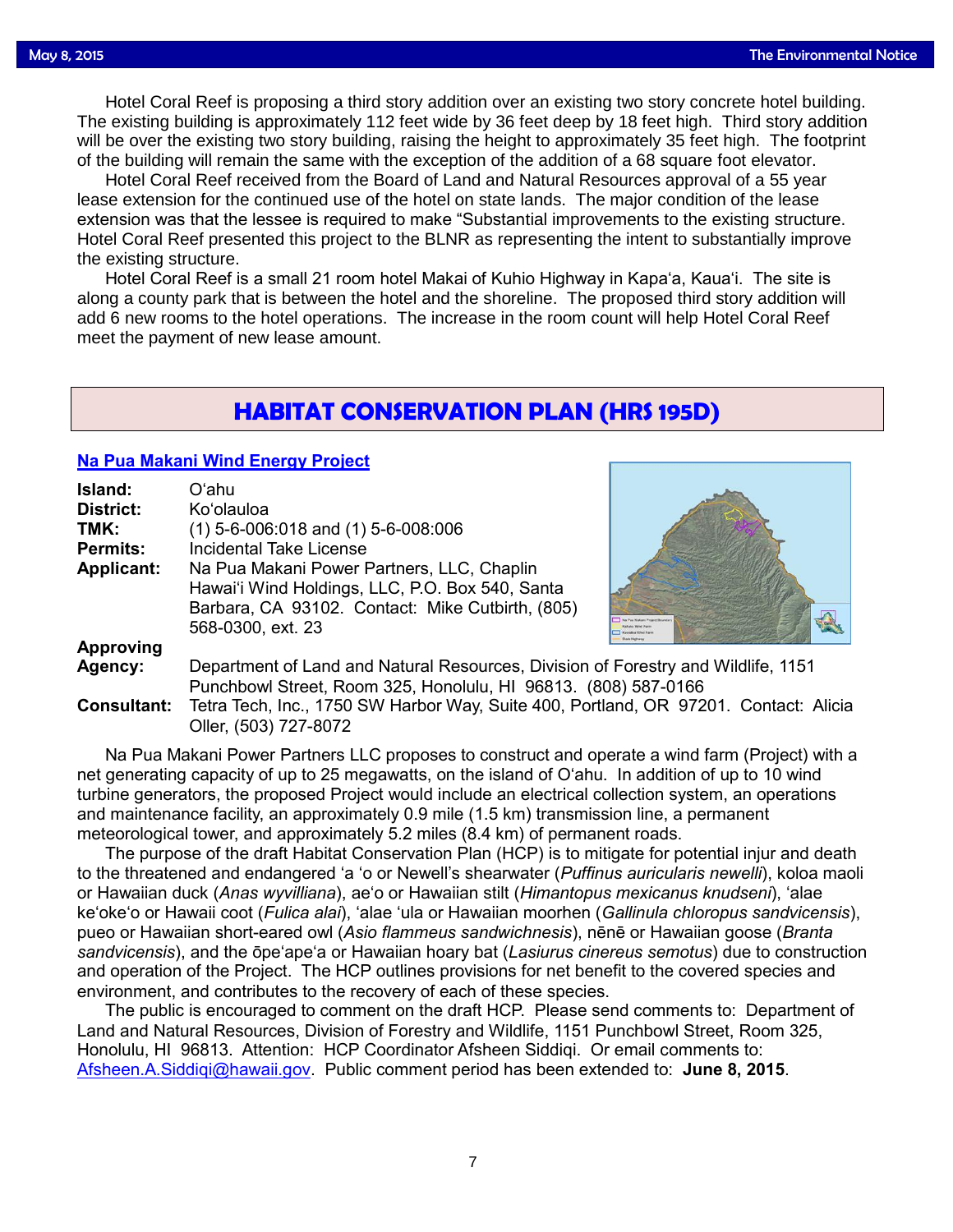Hotel Coral Reef is proposing a third story addition over an existing two story concrete hotel building. The existing building is approximately 112 feet wide by 36 feet deep by 18 feet high. Third story addition will be over the existing two story building, raising the height to approximately 35 feet high. The footprint of the building will remain the same with the exception of the addition of a 68 square foot elevator.

Hotel Coral Reef received from the Board of Land and Natural Resources approval of a 55 year lease extension for the continued use of the hotel on state lands. The major condition of the lease extension was that the lessee is required to make "Substantial improvements to the existing structure. Hotel Coral Reef presented this project to the BLNR as representing the intent to substantially improve the existing structure.

Hotel Coral Reef is a small 21 room hotel Makai of Kuhio Highway in Kapaʻa, Kauaʻi. The site is along a county park that is between the hotel and the shoreline. The proposed third story addition will add 6 new rooms to the hotel operations. The increase in the room count will help Hotel Coral Reef meet the payment of new lease amount.

## HABITAT CONSERVATION PLAN (HRS 195D)

### Na Pua Makani Wind Energy Project

**Island:** Oʻahu
**District:** Koʻolauloa
**TMK:** (1) 5-6-006:018 and (1) 5-6-008:006
**Permits:** Incidental Take License
**Applicant:** Na Pua Makani Power Partners, LLC, Chaplin Hawaiʻi Wind Holdings, LLC, P.O. Box 540, Santa Barbara, CA 93102. Contact: Mike Cutbirth, (805) 568-0300, ext. 23
**Approving Agency:** Department of Land and Natural Resources, Division of Forestry and Wildlife, 1151 Punchbowl Street, Room 325, Honolulu, HI 96813. (808) 587-0166
**Consultant:** Tetra Tech, Inc., 1750 SW Harbor Way, Suite 400, Portland, OR 97201. Contact: Alicia Oller, (503) 727-8072

Na Pua Makani Power Partners LLC proposes to construct and operate a wind farm (Project) with a net generating capacity of up to 25 megawatts, on the island of Oʻahu. In addition of up to 10 wind turbine generators, the proposed Project would include an electrical collection system, an operations and maintenance facility, an approximately 0.9 mile (1.5 km) transmission line, a permanent meteorological tower, and approximately 5.2 miles (8.4 km) of permanent roads.

The purpose of the draft Habitat Conservation Plan (HCP) is to mitigate for potential injur and death to the threatened and endangered ʻa ʻo or Newell's shearwater (*Puffinus auricularis newelli*), koloa maoli or Hawaiian duck (*Anas wyvilliana*), aeʻo or Hawaiian stilt (*Himantopus mexicanus knudseni*), ʻalae keʻokeʻo or Hawaii coot (*Fulica alai*), ʻalae ʻula or Hawaiian moorhen (*Gallinula chloropus sandvicensis*), pueo or Hawaiian short-eared owl (*Asio flammeus sandwichnesis*), nēnē or Hawaiian goose (*Branta sandvicensis*), and the ōpeʻapeʻa or Hawaiian hoary bat (*Lasiurus cinereus semotus*) due to construction and operation of the Project. The HCP outlines provisions for net benefit to the covered species and environment, and contributes to the recovery of each of these species.

The public is encouraged to comment on the draft HCP. Please send comments to: Department of Land and Natural Resources, Division of Forestry and Wildlife, 1151 Punchbowl Street, Room 325, Honolulu, HI 96813. Attention: HCP Coordinator Afsheen Siddiqi. Or email comments to: Afsheen.A.Siddiqi@hawaii.gov. Public comment period has been extended to: **June 8, 2015**.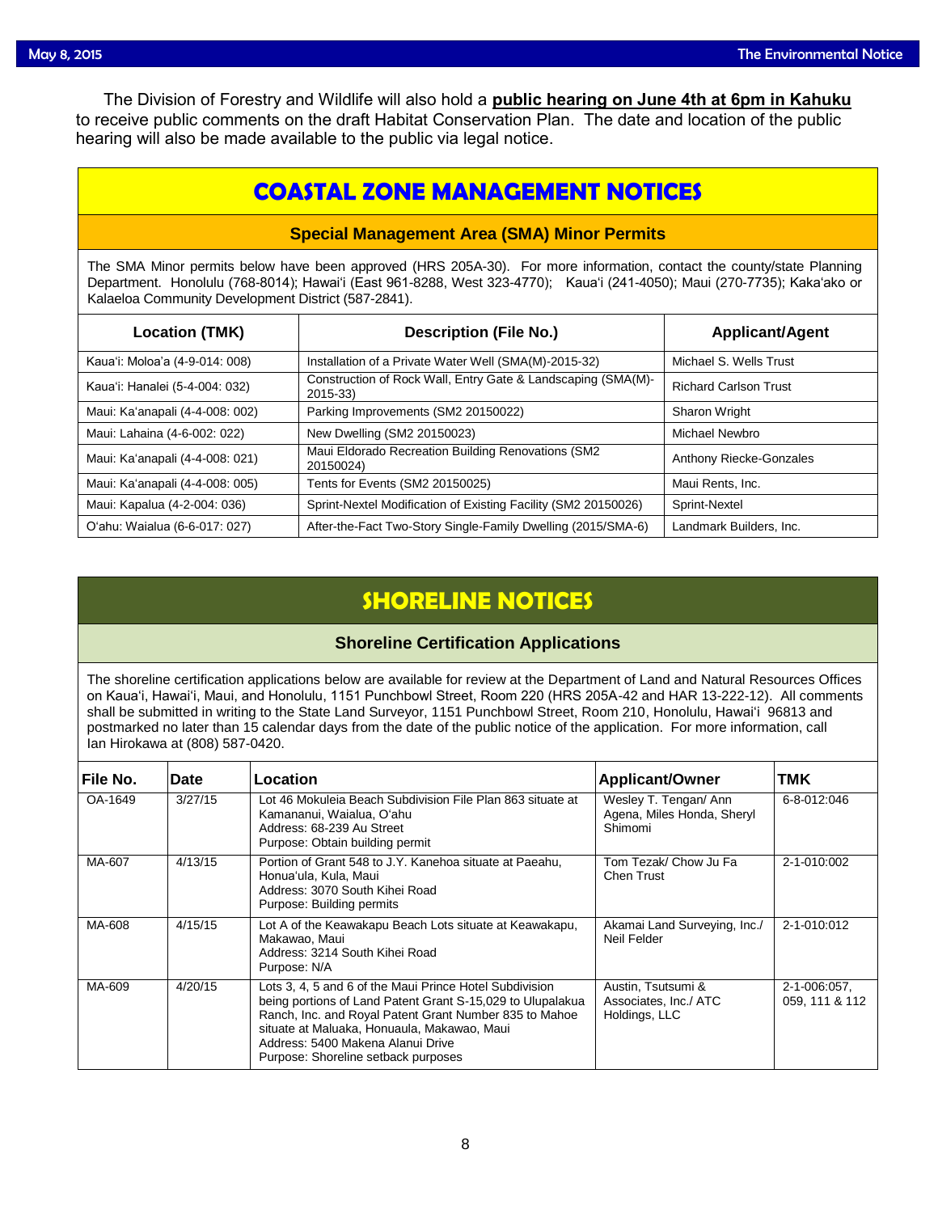The Division of Forestry and Wildlife will also hold a **public hearing on June 4th at 6pm in Kahuku** to receive public comments on the draft Habitat Conservation Plan. The date and location of the public hearing will also be made available to the public via legal notice.

# COASTAL ZONE MANAGEMENT NOTICES

## Special Management Area (SMA) Minor Permits

The SMA Minor permits below have been approved (HRS 205A-30). For more information, contact the county/state Planning Department. Honolulu (768-8014); Hawaiʻi (East 961-8288, West 323-4770); Kauaʻi (241-4050); Maui (270-7735); Kakaʻako or Kalaeloa Community Development District (587-2841).

| Location (TMK) | Description (File No.) | Applicant/Agent |
|---|---|---|
| Kauaʻi: Moloaʻa (4-9-014: 008) | Installation of a Private Water Well (SMA(M)-2015-32) | Michael S. Wells Trust |
| Kauaʻi: Hanalei (5-4-004: 032) | Construction of Rock Wall, Entry Gate & Landscaping (SMA(M)-2015-33) | Richard Carlson Trust |
| Maui: Kaʻanapali (4-4-008: 002) | Parking Improvements (SM2 20150022) | Sharon Wright |
| Maui: Lahaina (4-6-002: 022) | New Dwelling (SM2 20150023) | Michael Newbro |
| Maui: Kaʻanapali (4-4-008: 021) | Maui Eldorado Recreation Building Renovations (SM2 20150024) | Anthony Riecke-Gonzales |
| Maui: Kaʻanapali (4-4-008: 005) | Tents for Events (SM2 20150025) | Maui Rents, Inc. |
| Maui: Kapalua (4-2-004: 036) | Sprint-Nextel Modification of Existing Facility (SM2 20150026) | Sprint-Nextel |
| Oʻahu: Waialua (6-6-017: 027) | After-the-Fact Two-Story Single-Family Dwelling (2015/SMA-6) | Landmark Builders, Inc. |

# SHORELINE NOTICES

## Shoreline Certification Applications

The shoreline certification applications below are available for review at the Department of Land and Natural Resources Offices on Kauaʻi, Hawaiʻi, Maui, and Honolulu, 1151 Punchbowl Street, Room 220 (HRS 205A-42 and HAR 13-222-12). All comments shall be submitted in writing to the State Land Surveyor, 1151 Punchbowl Street, Room 210, Honolulu, Hawaiʻi 96813 and postmarked no later than 15 calendar days from the date of the public notice of the application. For more information, call Ian Hirokawa at (808) 587-0420.

| File No. | Date | Location | Applicant/Owner | TMK |
|---|---|---|---|---|
| OA-1649 | 3/27/15 | Lot 46 Mokuleia Beach Subdivision File Plan 863 situate at Kamananui, Waialua, Oʻahu<br>Address: 68-239 Au Street<br>Purpose: Obtain building permit | Wesley T. Tengan/ Ann Agena, Miles Honda, Sheryl Shimomi | 6-8-012:046 |
| MA-607 | 4/13/15 | Portion of Grant 548 to J.Y. Kanehoa situate at Paeahu, Honuaʻula, Kula, Maui<br>Address: 3070 South Kihei Road<br>Purpose: Building permits | Tom Tezak/ Chow Ju Fa Chen Trust | 2-1-010:002 |
| MA-608 | 4/15/15 | Lot A of the Keawakapu Beach Lots situate at Keawakapu, Makawao, Maui<br>Address: 3214 South Kihei Road<br>Purpose: N/A | Akamai Land Surveying, Inc./ Neil Felder | 2-1-010:012 |
| MA-609 | 4/20/15 | Lots 3, 4, 5 and 6 of the Maui Prince Hotel Subdivision being portions of Land Patent Grant S-15,029 to Ulupalakua Ranch, Inc. and Royal Patent Grant Number 835 to Mahoe situate at Maluaka, Honuaula, Makawao, Maui<br>Address: 5400 Makena Alanui Drive<br>Purpose: Shoreline setback purposes | Austin, Tsutsumi & Associates, Inc./ ATC Holdings, LLC | 2-1-006:057, 059, 111 & 112 |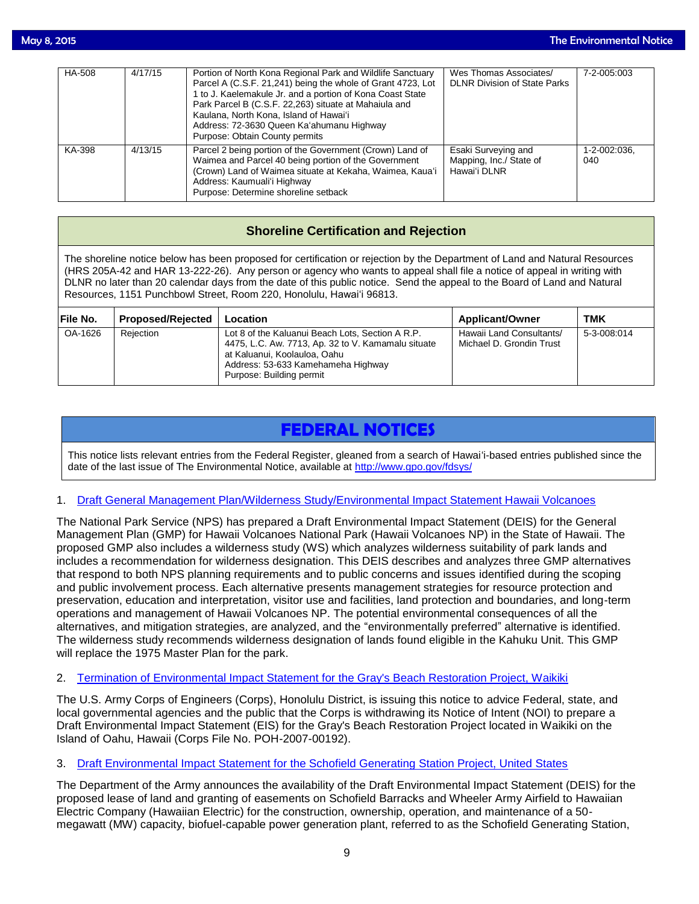| | | | | |
|---|---|---|---|---|
| HA-508 | 4/17/15 | Portion of North Kona Regional Park and Wildlife Sanctuary Parcel A (C.S.F. 21,241) being the whole of Grant 4723, Lot 1 to J. Kaelemakule Jr. and a portion of Kona Coast State Park Parcel B (C.S.F. 22,263) situate at Mahaiula and Kaulana, North Kona, Island of Hawai'i<br>Address: 72-3630 Queen Ka'ahumanu Highway<br>Purpose: Obtain County permits | Wes Thomas Associates/ DLNR Division of State Parks | 7-2-005:003 |
| KA-398 | 4/13/15 | Parcel 2 being portion of the Government (Crown) Land of Waimea and Parcel 40 being portion of the Government (Crown) Land of Waimea situate at Kekaha, Waimea, Kaua'i<br>Address: Kaumuali'i Highway<br>Purpose: Determine shoreline setback | Esaki Surveying and Mapping, Inc./ State of Hawai'i DLNR | 1-2-002:036, 040 |

## Shoreline Certification and Rejection

The shoreline notice below has been proposed for certification or rejection by the Department of Land and Natural Resources (HRS 205A-42 and HAR 13-222-26). Any person or agency who wants to appeal shall file a notice of appeal in writing with DLNR no later than 20 calendar days from the date of this public notice. Send the appeal to the Board of Land and Natural Resources, 1151 Punchbowl Street, Room 220, Honolulu, Hawai'i 96813.

| File No. | Proposed/Rejected | Location | Applicant/Owner | TMK |
|---|---|---|---|---|
| OA-1626 | Rejection | Lot 8 of the Kaluanui Beach Lots, Section A R.P. 4475, L.C. Aw. 7713, Ap. 32 to V. Kamamalu situate at Kaluanui, Koolauloa, Oahu<br>Address: 53-633 Kamehameha Highway<br>Purpose: Building permit | Hawaii Land Consultants/ Michael D. Grondin Trust | 5-3-008:014 |

# FEDERAL NOTICES

This notice lists relevant entries from the Federal Register, gleaned from a search of Hawai'i-based entries published since the date of the last issue of The Environmental Notice, available at http://www.gpo.gov/fdsys/

1. Draft General Management Plan/Wilderness Study/Environmental Impact Statement Hawaii Volcanoes

The National Park Service (NPS) has prepared a Draft Environmental Impact Statement (DEIS) for the General Management Plan (GMP) for Hawaii Volcanoes National Park (Hawaii Volcanoes NP) in the State of Hawaii. The proposed GMP also includes a wilderness study (WS) which analyzes wilderness suitability of park lands and includes a recommendation for wilderness designation. This DEIS describes and analyzes three GMP alternatives that respond to both NPS planning requirements and to public concerns and issues identified during the scoping and public involvement process. Each alternative presents management strategies for resource protection and preservation, education and interpretation, visitor use and facilities, land protection and boundaries, and long-term operations and management of Hawaii Volcanoes NP. The potential environmental consequences of all the alternatives, and mitigation strategies, are analyzed, and the "environmentally preferred" alternative is identified. The wilderness study recommends wilderness designation of lands found eligible in the Kahuku Unit. This GMP will replace the 1975 Master Plan for the park.

2. Termination of Environmental Impact Statement for the Gray's Beach Restoration Project, Waikiki

The U.S. Army Corps of Engineers (Corps), Honolulu District, is issuing this notice to advice Federal, state, and local governmental agencies and the public that the Corps is withdrawing its Notice of Intent (NOI) to prepare a Draft Environmental Impact Statement (EIS) for the Gray's Beach Restoration Project located in Waikiki on the Island of Oahu, Hawaii (Corps File No. POH-2007-00192).

3. Draft Environmental Impact Statement for the Schofield Generating Station Project, United States

The Department of the Army announces the availability of the Draft Environmental Impact Statement (DEIS) for the proposed lease of land and granting of easements on Schofield Barracks and Wheeler Army Airfield to Hawaiian Electric Company (Hawaiian Electric) for the construction, ownership, operation, and maintenance of a 50-megawatt (MW) capacity, biofuel-capable power generation plant, referred to as the Schofield Generating Station,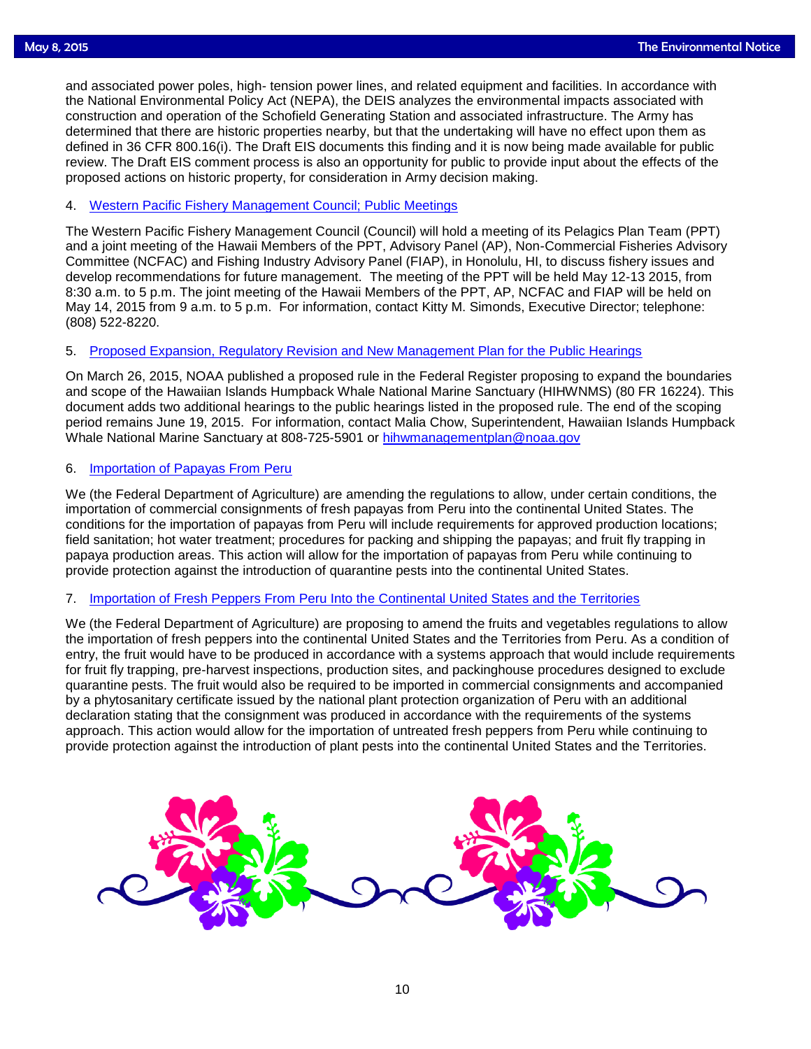and associated power poles, high- tension power lines, and related equipment and facilities. In accordance with the National Environmental Policy Act (NEPA), the DEIS analyzes the environmental impacts associated with construction and operation of the Schofield Generating Station and associated infrastructure. The Army has determined that there are historic properties nearby, but that the undertaking will have no effect upon them as defined in 36 CFR 800.16(i). The Draft EIS documents this finding and it is now being made available for public review. The Draft EIS comment process is also an opportunity for public to provide input about the effects of the proposed actions on historic property, for consideration in Army decision making.

4. Western Pacific Fishery Management Council; Public Meetings

The Western Pacific Fishery Management Council (Council) will hold a meeting of its Pelagics Plan Team (PPT) and a joint meeting of the Hawaii Members of the PPT, Advisory Panel (AP), Non-Commercial Fisheries Advisory Committee (NCFAC) and Fishing Industry Advisory Panel (FIAP), in Honolulu, HI, to discuss fishery issues and develop recommendations for future management. The meeting of the PPT will be held May 12-13 2015, from 8:30 a.m. to 5 p.m. The joint meeting of the Hawaii Members of the PPT, AP, NCFAC and FIAP will be held on May 14, 2015 from 9 a.m. to 5 p.m. For information, contact Kitty M. Simonds, Executive Director; telephone: (808) 522-8220.

5. Proposed Expansion, Regulatory Revision and New Management Plan for the Public Hearings

On March 26, 2015, NOAA published a proposed rule in the Federal Register proposing to expand the boundaries and scope of the Hawaiian Islands Humpback Whale National Marine Sanctuary (HIHWNMS) (80 FR 16224). This document adds two additional hearings to the public hearings listed in the proposed rule. The end of the scoping period remains June 19, 2015. For information, contact Malia Chow, Superintendent, Hawaiian Islands Humpback Whale National Marine Sanctuary at 808-725-5901 or hihwmanagementplan@noaa.gov

6. Importation of Papayas From Peru

We (the Federal Department of Agriculture) are amending the regulations to allow, under certain conditions, the importation of commercial consignments of fresh papayas from Peru into the continental United States. The conditions for the importation of papayas from Peru will include requirements for approved production locations; field sanitation; hot water treatment; procedures for packing and shipping the papayas; and fruit fly trapping in papaya production areas. This action will allow for the importation of papayas from Peru while continuing to provide protection against the introduction of quarantine pests into the continental United States.

7. Importation of Fresh Peppers From Peru Into the Continental United States and the Territories

We (the Federal Department of Agriculture) are proposing to amend the fruits and vegetables regulations to allow the importation of fresh peppers into the continental United States and the Territories from Peru. As a condition of entry, the fruit would have to be produced in accordance with a systems approach that would include requirements for fruit fly trapping, pre-harvest inspections, production sites, and packinghouse procedures designed to exclude quarantine pests. The fruit would also be required to be imported in commercial consignments and accompanied by a phytosanitary certificate issued by the national plant protection organization of Peru with an additional declaration stating that the consignment was produced in accordance with the requirements of the systems approach. This action would allow for the importation of untreated fresh peppers from Peru while continuing to provide protection against the introduction of plant pests into the continental United States and the Territories.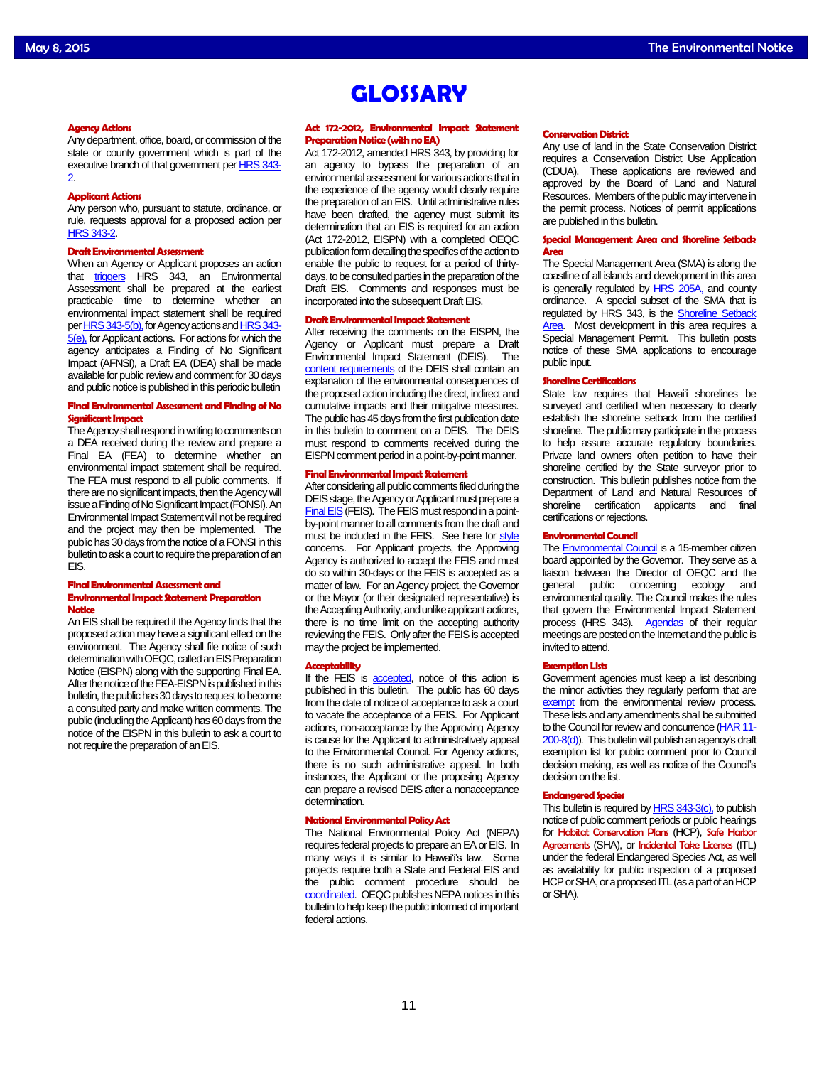# GLOSSARY

### Agency Actions

Any department, office, board, or commission of the state or county government which is part of the executive branch of that government per HRS 343-2.

### Applicant Actions

Any person who, pursuant to statute, ordinance, or rule, requests approval for a proposed action per HRS 343-2.

### Draft Environmental Assessment

When an Agency or Applicant proposes an action that triggers HRS 343, an Environmental Assessment shall be prepared at the earliest practicable time to determine whether an environmental impact statement shall be required per HRS 343-5(b), for Agency actions and HRS 343-5(e), for Applicant actions. For actions for which the agency anticipates a Finding of No Significant Impact (AFNSI), a Draft EA (DEA) shall be made available for public review and comment for 30 days and public notice is published in this periodic bulletin

### Final Environmental Assessment and Finding of No Significant Impact

The Agency shall respond in writing to comments on a DEA received during the review and prepare a Final EA (FEA) to determine whether an environmental impact statement shall be required. The FEA must respond to all public comments. If there are no significant impacts, then the Agency will issue a Finding of No Significant Impact (FONSI). An Environmental Impact Statement will not be required and the project may then be implemented. The public has 30 days from the notice of a FONSI in this bulletin to ask a court to require the preparation of an EIS.

### Final Environmental Assessment and Environmental Impact Statement Preparation Notice

An EIS shall be required if the Agency finds that the proposed action may have a significant effect on the environment. The Agency shall file notice of such determination with OEQC, called an EIS Preparation Notice (EISPN) along with the supporting Final EA. After the notice of the FEA-EISPN is published in this bulletin, the public has 30 days to request to become a consulted party and make written comments. The public (including the Applicant) has 60 days from the notice of the EISPN in this bulletin to ask a court to not require the preparation of an EIS.

### Act 172-2012, Environmental Impact Statement Preparation Notice (with no EA)

Act 172-2012, amended HRS 343, by providing for an agency to bypass the preparation of an environmental assessment for various actions that in the experience of the agency would clearly require the preparation of an EIS. Until administrative rules have been drafted, the agency must submit its determination that an EIS is required for an action (Act 172-2012, EISPN) with a completed OEQC publication form detailing the specifics of the action to enable the public to request for a period of thirty-days, to be consulted parties in the preparation of the Draft EIS. Comments and responses must be incorporated into the subsequent Draft EIS.

### Draft Environmental Impact Statement

After receiving the comments on the EISPN, the Agency or Applicant must prepare a Draft Environmental Impact Statement (DEIS). The content requirements of the DEIS shall contain an explanation of the environmental consequences of the proposed action including the direct, indirect and cumulative impacts and their mitigative measures. The public has 45 days from the first publication date in this bulletin to comment on a DEIS. The DEIS must respond to comments received during the EISPN comment period in a point-by-point manner.

### Final Environmental Impact Statement

After considering all public comments filed during the DEIS stage, the Agency or Applicant must prepare a Final EIS (FEIS). The FEIS must respond in a point-by-point manner to all comments from the draft and must be included in the FEIS. See here for style concerns. For Applicant projects, the Approving Agency is authorized to accept the FEIS and must do so within 30-days or the FEIS is accepted as a matter of law. For an Agency project, the Governor or the Mayor (or their designated representative) is the Accepting Authority, and unlike applicant actions, there is no time limit on the accepting authority reviewing the FEIS. Only after the FEIS is accepted may the project be implemented.

### Acceptability

If the FEIS is accepted, notice of this action is published in this bulletin. The public has 60 days from the date of notice of acceptance to ask a court to vacate the acceptance of a FEIS. For Applicant actions, non-acceptance by the Approving Agency is cause for the Applicant to administratively appeal to the Environmental Council. For Agency actions, there is no such administrative appeal. In both instances, the Applicant or the proposing Agency can prepare a revised DEIS after a nonacceptance determination.

### National Environmental Policy Act

The National Environmental Policy Act (NEPA) requires federal projects to prepare an EA or EIS. In many ways it is similar to Hawai'i's law. Some projects require both a State and Federal EIS and the public comment procedure should be coordinated. OEQC publishes NEPA notices in this bulletin to help keep the public informed of important federal actions.

### Conservation District

Any use of land in the State Conservation District requires a Conservation District Use Application (CDUA). These applications are reviewed and approved by the Board of Land and Natural Resources. Members of the public may intervene in the permit process. Notices of permit applications are published in this bulletin.

### Special Management Area and Shoreline Setback Area

The Special Management Area (SMA) is along the coastline of all islands and development in this area is generally regulated by HRS 205A, and county ordinance. A special subset of the SMA that is regulated by HRS 343, is the Shoreline Setback Area. Most development in this area requires a Special Management Permit. This bulletin posts notice of these SMA applications to encourage public input.

### Shoreline Certifications

State law requires that Hawai'i shorelines be surveyed and certified when necessary to clearly establish the shoreline setback from the certified shoreline. The public may participate in the process to help assure accurate regulatory boundaries. Private land owners often petition to have their shoreline certified by the State surveyor prior to construction. This bulletin publishes notice from the Department of Land and Natural Resources of shoreline certification applicants and final certifications or rejections.

### Environmental Council

The Environmental Council is a 15-member citizen board appointed by the Governor. They serve as a liaison between the Director of OEQC and the general public concerning ecology and environmental quality. The Council makes the rules that govern the Environmental Impact Statement process (HRS 343). Agendas of their regular meetings are posted on the Internet and the public is invited to attend.

### Exemption Lists

Government agencies must keep a list describing the minor activities they regularly perform that are exempt from the environmental review process. These lists and any amendments shall be submitted to the Council for review and concurrence (HAR 11-200-8(d)). This bulletin will publish an agency's draft exemption list for public comment prior to Council decision making, as well as notice of the Council's decision on the list.

### Endangered Species

This bulletin is required by HRS 343-3(c), to publish notice of public comment periods or public hearings for Habitat Conservation Plans (HCP), Safe Harbor Agreements (SHA), or Incidental Take Licenses (ITL) under the federal Endangered Species Act, as well as availability for public inspection of a proposed HCP or SHA, or a proposed ITL (as a part of an HCP or SHA).